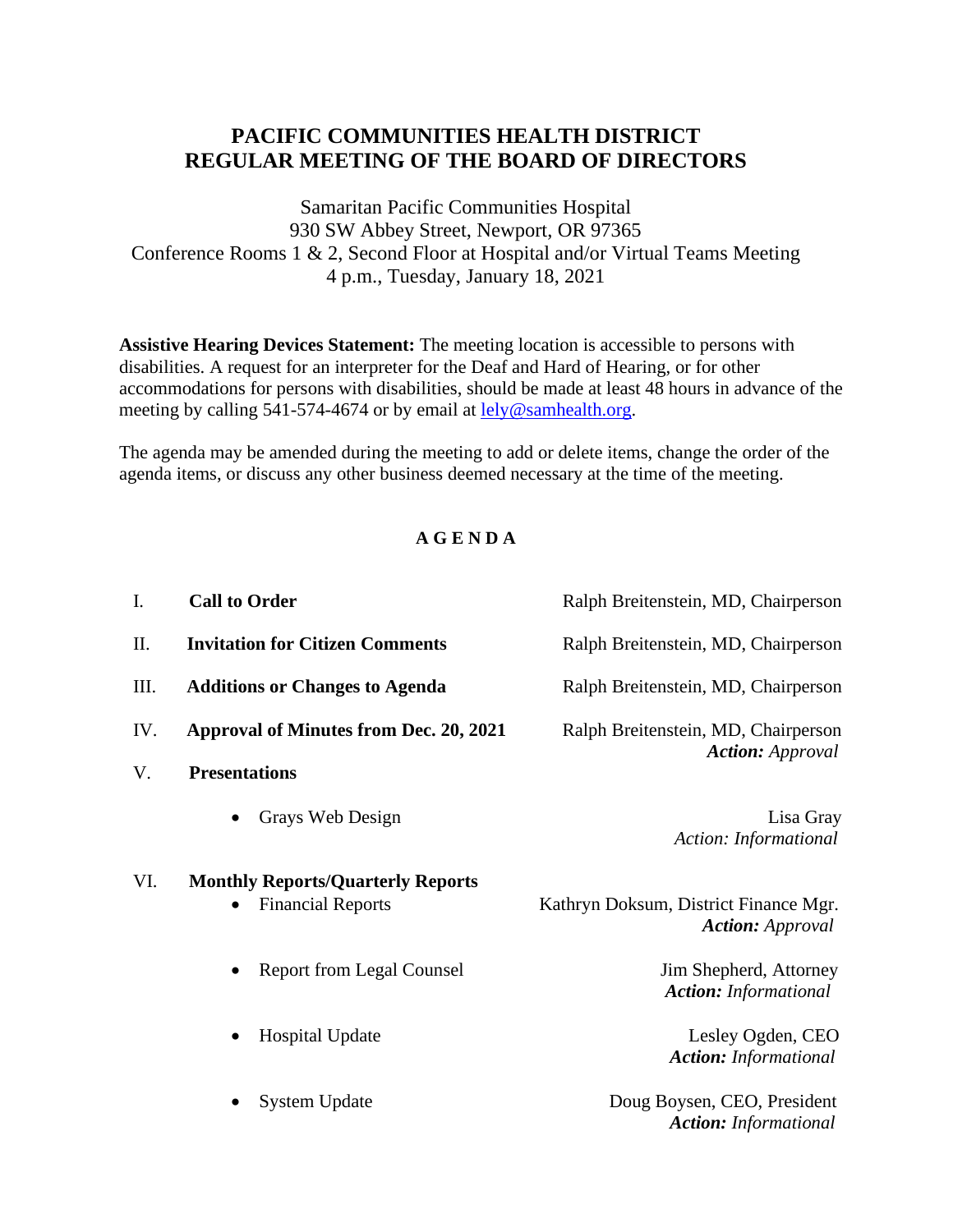# PACIFIC COMMUNITIES HEALTH DISTRICT
# REGULAR MEETING OF THE BOARD OF DIRECTORS

Samaritan Pacific Communities Hospital
930 SW Abbey Street, Newport, OR 97365
Conference Rooms 1 & 2, Second Floor at Hospital and/or Virtual Teams Meeting
4 p.m., Tuesday, January 18, 2021

**Assistive Hearing Devices Statement:** The meeting location is accessible to persons with disabilities. A request for an interpreter for the Deaf and Hard of Hearing, or for other accommodations for persons with disabilities, should be made at least 48 hours in advance of the meeting by calling 541-574-4674 or by email at lely@samhealth.org.

The agenda may be amended during the meeting to add or delete items, change the order of the agenda items, or discuss any other business deemed necessary at the time of the meeting.

## A G E N D A

I. **Call to Order** — Ralph Breitenstein, MD, Chairperson

II. **Invitation for Citizen Comments** — Ralph Breitenstein, MD, Chairperson

III. **Additions or Changes to Agenda** — Ralph Breitenstein, MD, Chairperson

IV. **Approval of Minutes from Dec. 20, 2021** — Ralph Breitenstein, MD, Chairperson
*Action:* Approval

V. **Presentations**

- Grays Web Design — Lisa Gray
  *Action: Informational*

VI. **Monthly Reports/Quarterly Reports**

- Financial Reports — Kathryn Doksum, District Finance Mgr.
  ***Action:*** *Approval*
- Report from Legal Counsel — Jim Shepherd, Attorney
  ***Action:*** *Informational*
- Hospital Update — Lesley Ogden, CEO
  ***Action:*** *Informational*
- System Update — Doug Boysen, CEO, President
  ***Action:*** *Informational*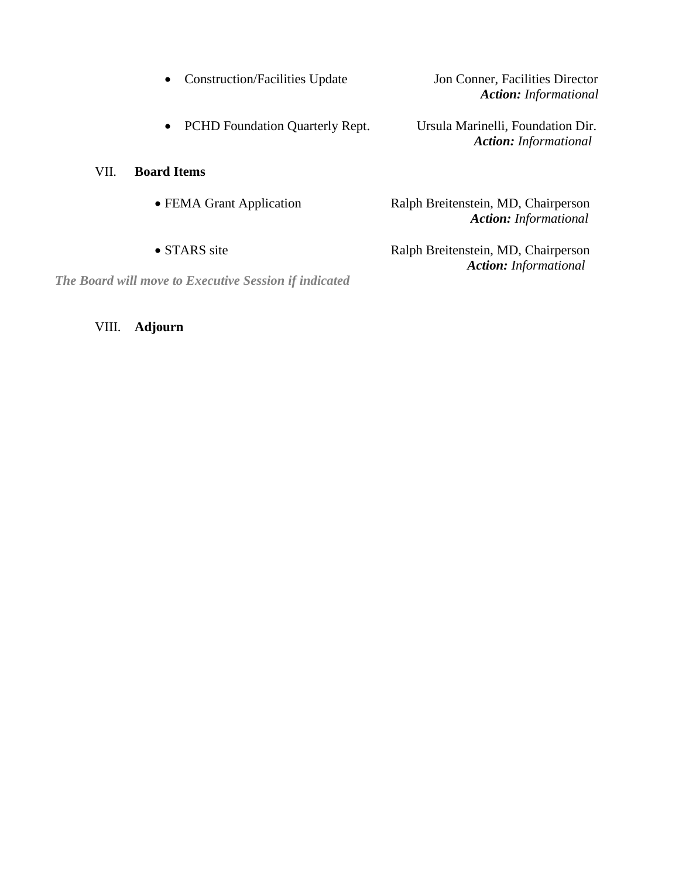- Construction/Facilities Update — Jon Conner, Facilities Director
  ***Action:*** *Informational*

- PCHD Foundation Quarterly Rept. — Ursula Marinelli, Foundation Dir.
  ***Action:*** *Informational*

VII. **Board Items**

- FEMA Grant Application — Ralph Breitenstein, MD, Chairperson
  ***Action:*** *Informational*

- STARS site — Ralph Breitenstein, MD, Chairperson
  ***Action:*** *Informational*

***The Board will move to Executive Session if indicated***

VIII. **Adjourn**